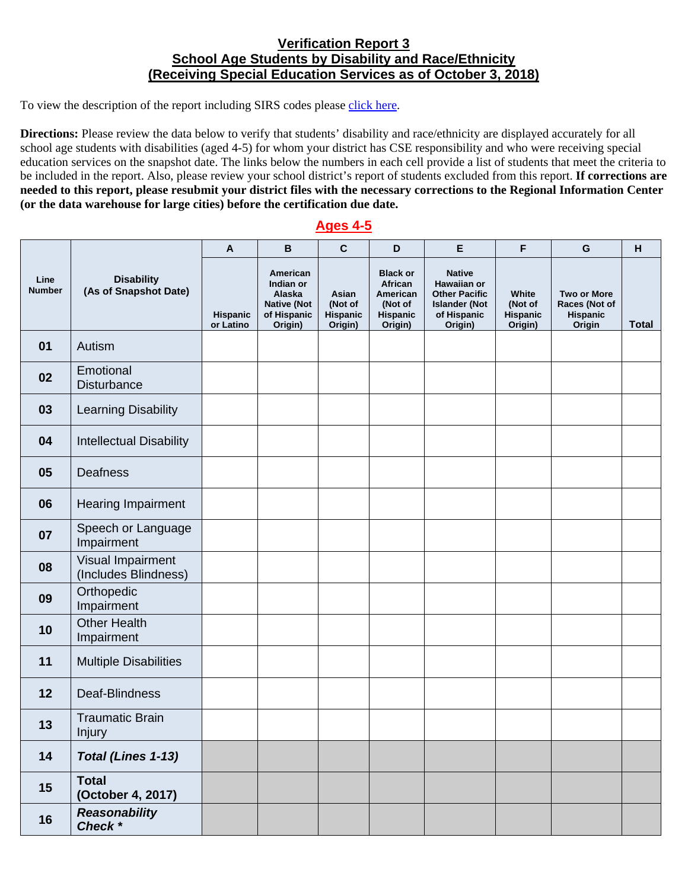## Verification Report 3
## School Age Students by Disability and Race/Ethnicity
## (Receiving Special Education Services as of October 3, 2018)

To view the description of the report including SIRS codes please click here.

**Directions:** Please review the data below to verify that students' disability and race/ethnicity are displayed accurately for all school age students with disabilities (aged 4-5) for whom your district has CSE responsibility and who were receiving special education services on the snapshot date. The links below the numbers in each cell provide a list of students that meet the criteria to be included in the report. Also, please review your school district's report of students excluded from this report. **If corrections are needed to this report, please resubmit your district files with the necessary corrections to the Regional Information Center (or the data warehouse for large cities) before the certification due date.**

### Ages 4-5

| Line Number | Disability (As of Snapshot Date) | A | B | C | D | E | F | G | H |
|---|---|---|---|---|---|---|---|---|---|
| | | Hispanic or Latino | American Indian or Alaska Native (Not of Hispanic Origin) | Asian (Not of Hispanic Origin) | Black or African American (Not of Hispanic Origin) | Native Hawaiian or Other Pacific Islander (Not of Hispanic Origin) | White (Not of Hispanic Origin) | Two or More Races (Not of Hispanic Origin | Total |
| 01 | Autism | | | | | | | | |
| 02 | Emotional Disturbance | | | | | | | | |
| 03 | Learning Disability | | | | | | | | |
| 04 | Intellectual Disability | | | | | | | | |
| 05 | Deafness | | | | | | | | |
| 06 | Hearing Impairment | | | | | | | | |
| 07 | Speech or Language Impairment | | | | | | | | |
| 08 | Visual Impairment (Includes Blindness) | | | | | | | | |
| 09 | Orthopedic Impairment | | | | | | | | |
| 10 | Other Health Impairment | | | | | | | | |
| 11 | Multiple Disabilities | | | | | | | | |
| 12 | Deaf-Blindness | | | | | | | | |
| 13 | Traumatic Brain Injury | | | | | | | | |
| 14 | ***Total (Lines 1-13)*** | | | | | | | | |
| 15 | **Total (October 4, 2017)** | | | | | | | | |
| 16 | ***Reasonability Check**** | | | | | | | | |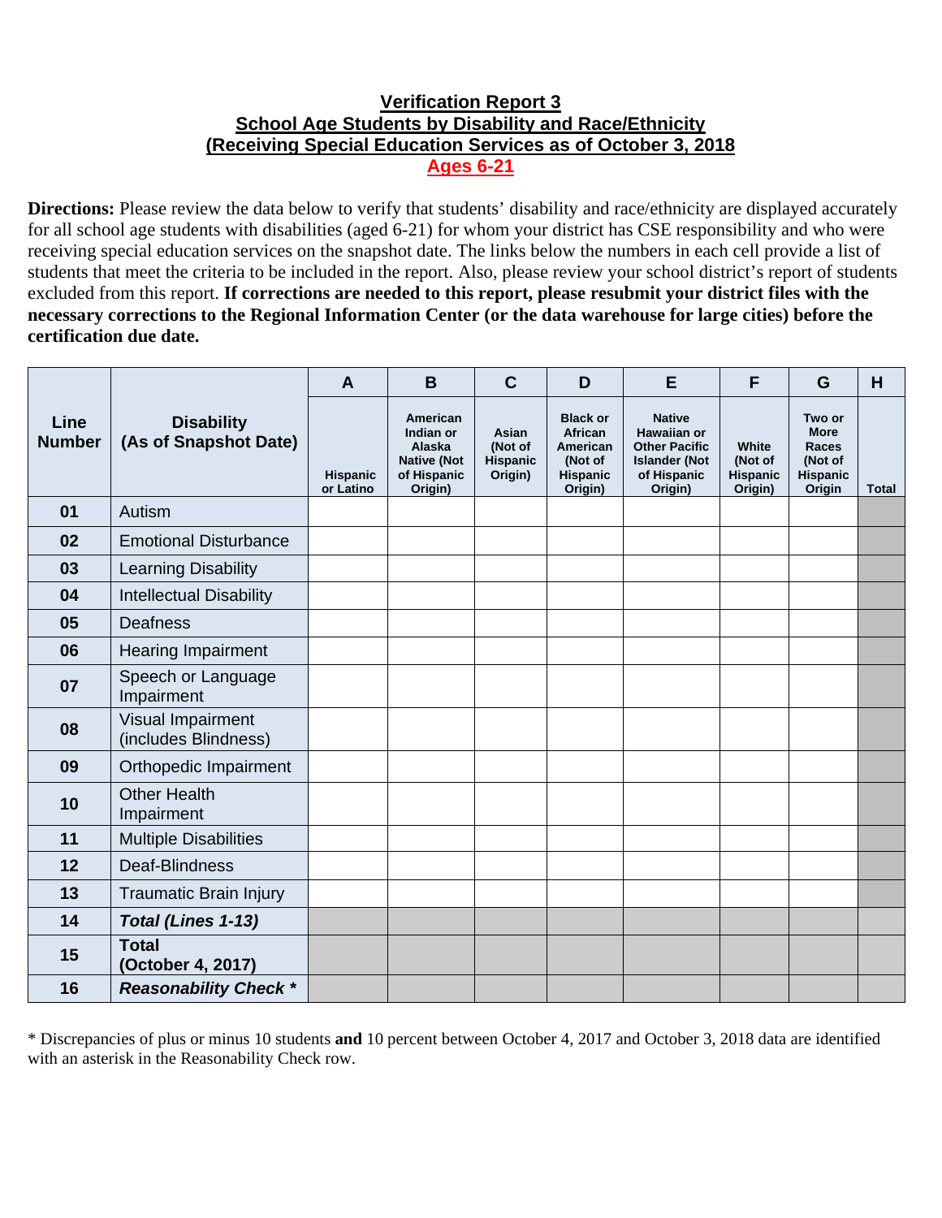# Verification Report 3
## School Age Students by Disability and Race/Ethnicity
## (Receiving Special Education Services as of October 3, 2018
## Ages 6-21

**Directions:** Please review the data below to verify that students' disability and race/ethnicity are displayed accurately for all school age students with disabilities (aged 6-21) for whom your district has CSE responsibility and who were receiving special education services on the snapshot date. The links below the numbers in each cell provide a list of students that meet the criteria to be included in the report. Also, please review your school district's report of students excluded from this report. **If corrections are needed to this report, please resubmit your district files with the necessary corrections to the Regional Information Center (or the data warehouse for large cities) before the certification due date.**

| | | A | B | C | D | E | F | G | H |
|---|---|---|---|---|---|---|---|---|---|
| **Line Number** | **Disability (As of Snapshot Date)** | **Hispanic or Latino** | **American Indian or Alaska Native (Not of Hispanic Origin)** | **Asian (Not of Hispanic Origin)** | **Black or African American (Not of Hispanic Origin)** | **Native Hawaiian or Other Pacific Islander (Not of Hispanic Origin)** | **White (Not of Hispanic Origin)** | **Two or More Races (Not of Hispanic Origin** | **Total** |
| **01** | Autism | | | | | | | | |
| **02** | Emotional Disturbance | | | | | | | | |
| **03** | Learning Disability | | | | | | | | |
| **04** | Intellectual Disability | | | | | | | | |
| **05** | Deafness | | | | | | | | |
| **06** | Hearing Impairment | | | | | | | | |
| **07** | Speech or Language Impairment | | | | | | | | |
| **08** | Visual Impairment (includes Blindness) | | | | | | | | |
| **09** | Orthopedic Impairment | | | | | | | | |
| **10** | Other Health Impairment | | | | | | | | |
| **11** | Multiple Disabilities | | | | | | | | |
| **12** | Deaf-Blindness | | | | | | | | |
| **13** | Traumatic Brain Injury | | | | | | | | |
| **14** | ***Total (Lines 1-13)*** | | | | | | | | |
| **15** | **Total (October 4, 2017)** | | | | | | | | |
| **16** | ***Reasonability Check **** | | | | | | | | |

* Discrepancies of plus or minus 10 students **and** 10 percent between October 4, 2017 and October 3, 2018 data are identified with an asterisk in the Reasonability Check row.